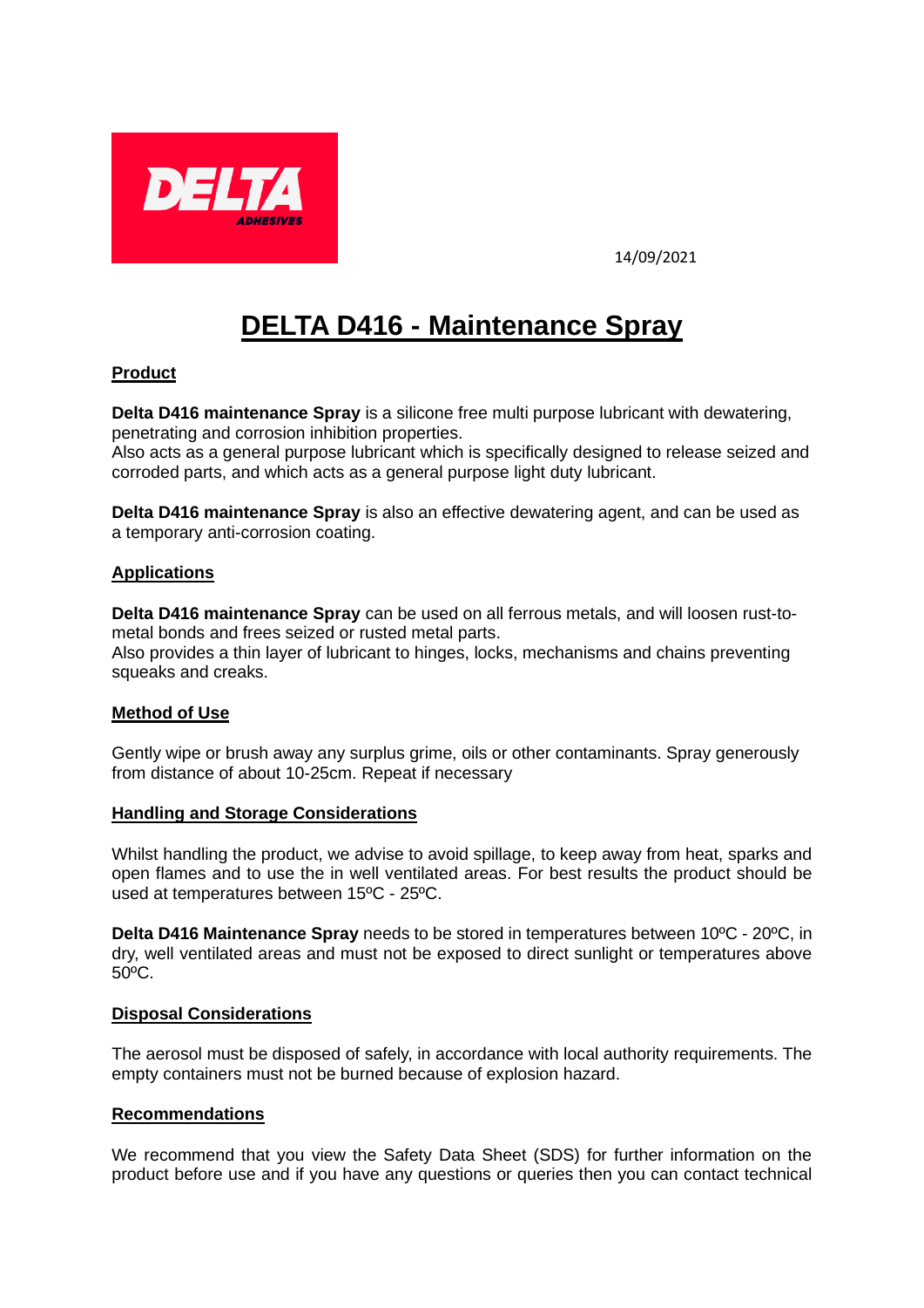DELTA ADHESIVES

14/09/2021

# DELTA D416 - Maintenance Spray

## Product

**Delta D416 maintenance Spray** is a silicone free multi purpose lubricant with dewatering, penetrating and corrosion inhibition properties.
Also acts as a general purpose lubricant which is specifically designed to release seized and corroded parts, and which acts as a general purpose light duty lubricant.

**Delta D416 maintenance Spray** is also an effective dewatering agent, and can be used as a temporary anti-corrosion coating.

## Applications

**Delta D416 maintenance Spray** can be used on all ferrous metals, and will loosen rust-to-metal bonds and frees seized or rusted metal parts.
Also provides a thin layer of lubricant to hinges, locks, mechanisms and chains preventing squeaks and creaks.

## Method of Use

Gently wipe or brush away any surplus grime, oils or other contaminants. Spray generously from distance of about 10-25cm. Repeat if necessary

## Handling and Storage Considerations

Whilst handling the product, we advise to avoid spillage, to keep away from heat, sparks and open flames and to use the in well ventilated areas. For best results the product should be used at temperatures between 15ºC - 25ºC.

**Delta D416 Maintenance Spray** needs to be stored in temperatures between 10ºC - 20ºC, in dry, well ventilated areas and must not be exposed to direct sunlight or temperatures above 50ºC.

## Disposal Considerations

The aerosol must be disposed of safely, in accordance with local authority requirements. The empty containers must not be burned because of explosion hazard.

## Recommendations

We recommend that you view the Safety Data Sheet (SDS) for further information on the product before use and if you have any questions or queries then you can contact technical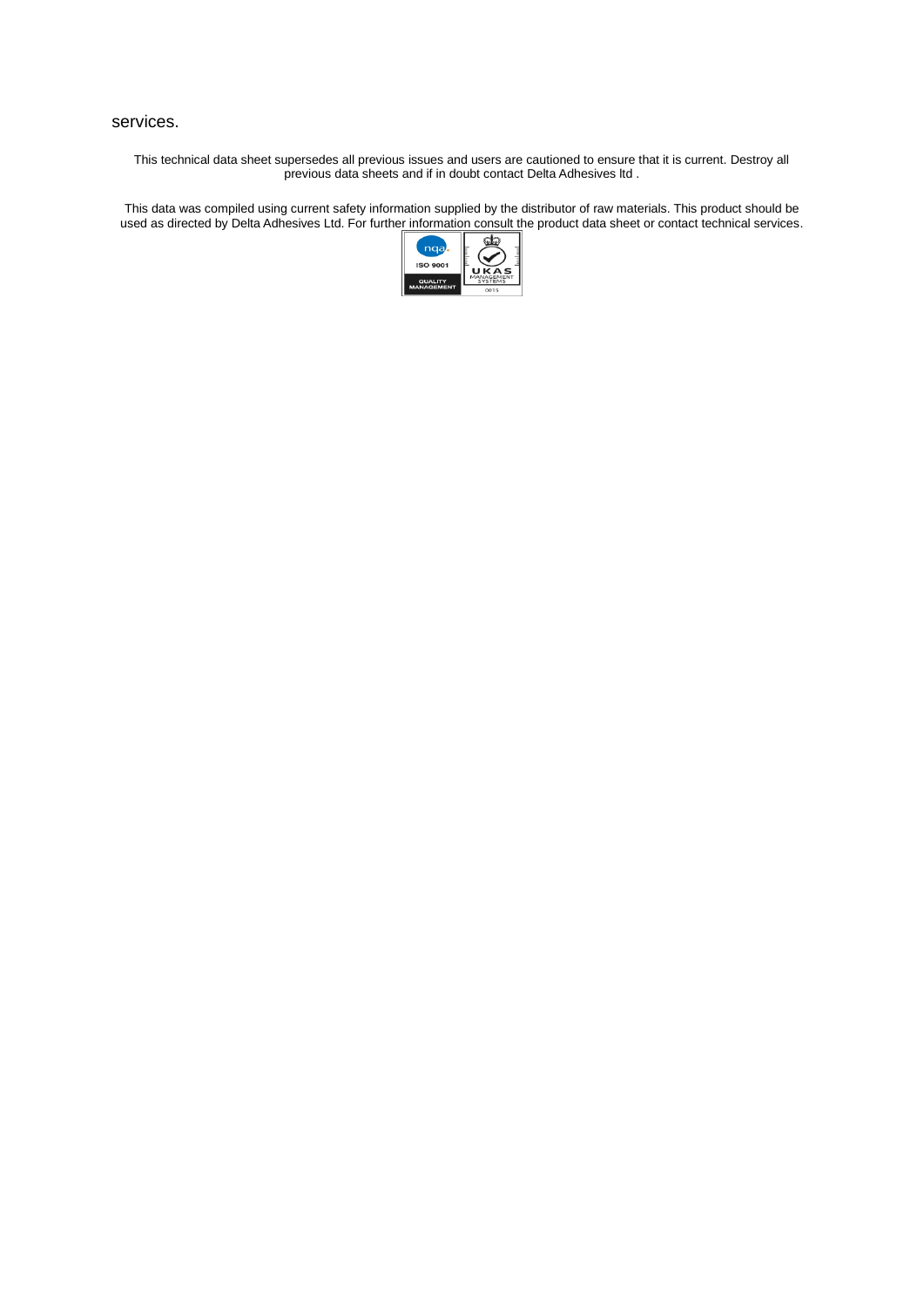services.

This technical data sheet supersedes all previous issues and users are cautioned to ensure that it is current. Destroy all previous data sheets and if in doubt contact Delta Adhesives ltd .

This data was compiled using current safety information supplied by the distributor of raw materials. This product should be used as directed by Delta Adhesives Ltd. For further information consult the product data sheet or contact technical services.